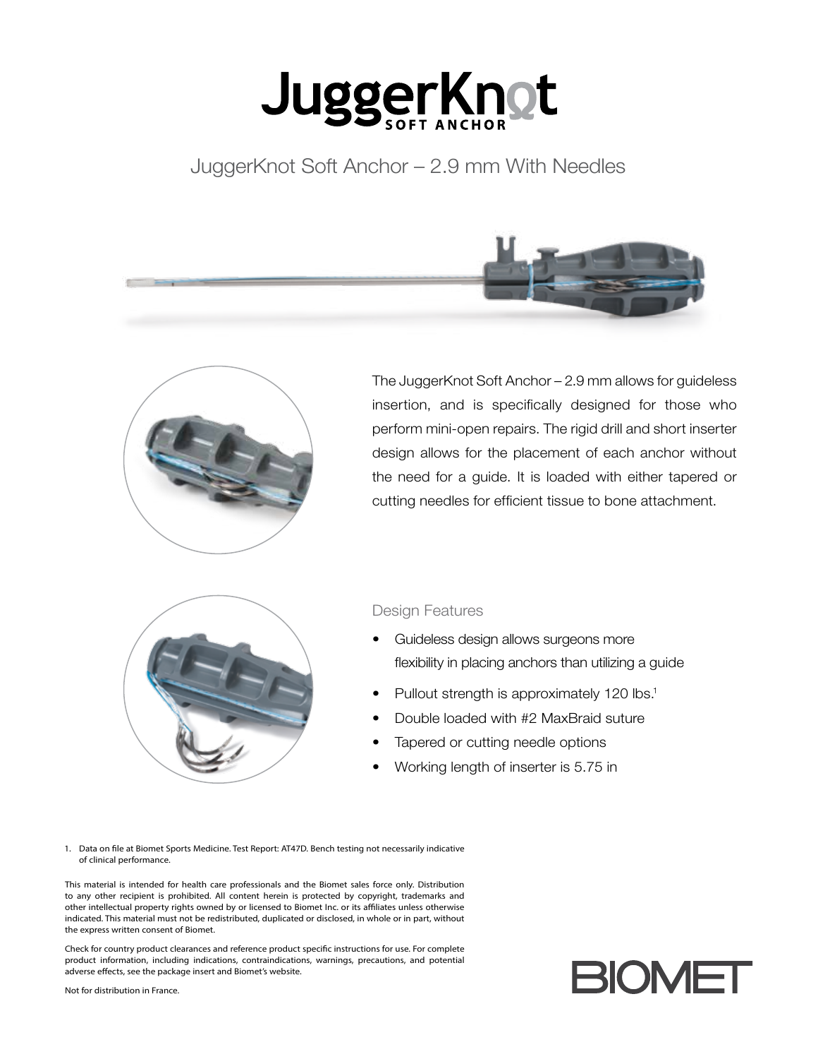# JuggerKnot SOFT ANCHOR

## JuggerKnot Soft Anchor – 2.9 mm With Needles

The JuggerKnot Soft Anchor – 2.9 mm allows for guideless insertion, and is specifically designed for those who perform mini-open repairs. The rigid drill and short inserter design allows for the placement of each anchor without the need for a guide. It is loaded with either tapered or cutting needles for efficient tissue to bone attachment.

### Design Features

- Guideless design allows surgeons more flexibility in placing anchors than utilizing a guide
- Pullout strength is approximately 120 lbs.[1]
- Double loaded with #2 MaxBraid suture
- Tapered or cutting needle options
- Working length of inserter is 5.75 in

1. Data on file at Biomet Sports Medicine. Test Report: AT47D. Bench testing not necessarily indicative of clinical performance.

This material is intended for health care professionals and the Biomet sales force only. Distribution to any other recipient is prohibited. All content herein is protected by copyright, trademarks and other intellectual property rights owned by or licensed to Biomet Inc. or its affiliates unless otherwise indicated. This material must not be redistributed, duplicated or disclosed, in whole or in part, without the express written consent of Biomet.

Check for country product clearances and reference product specific instructions for use. For complete product information, including indications, contraindications, warnings, precautions, and potential adverse effects, see the package insert and Biomet's website.

Not for distribution in France.

BIOMET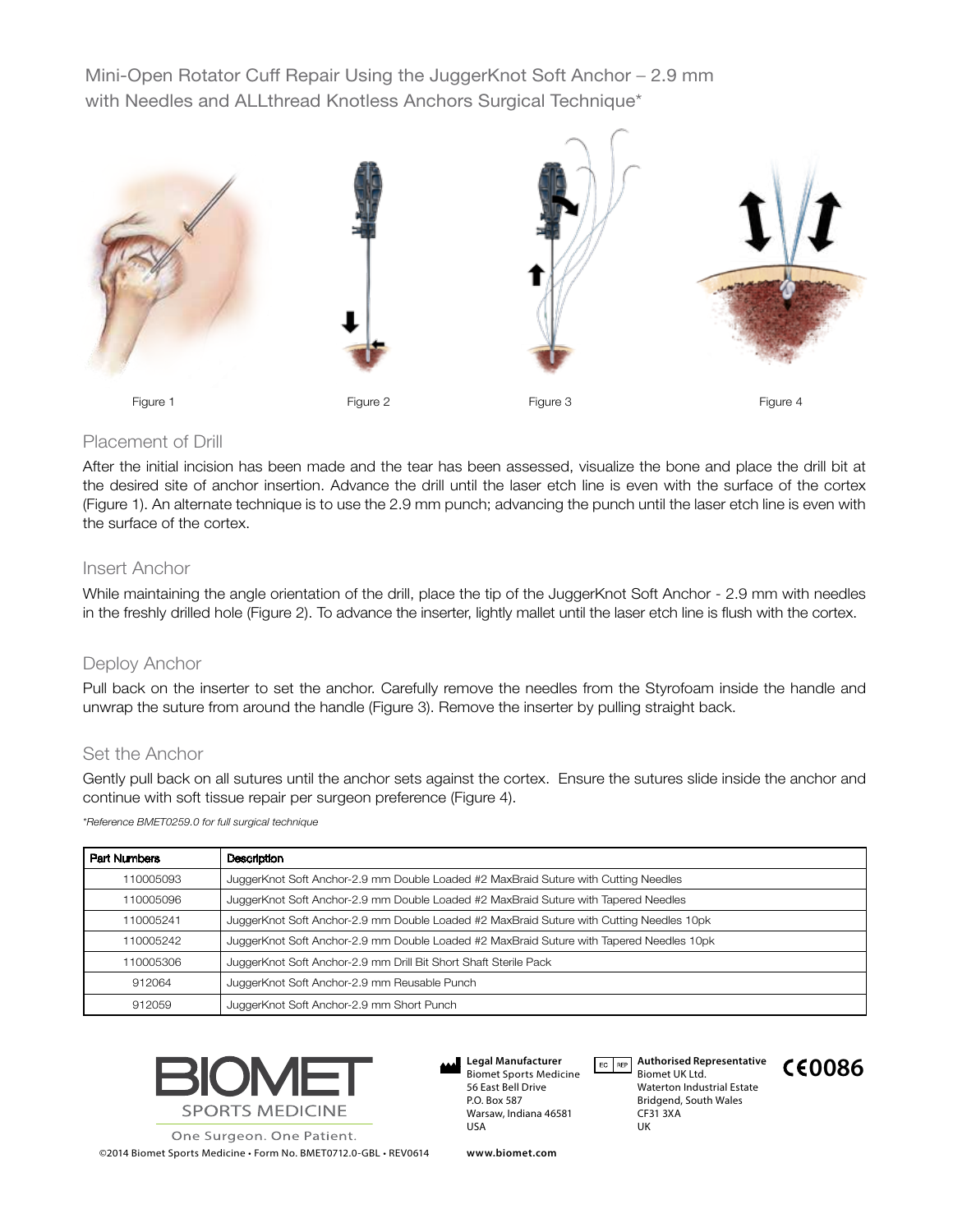Mini-Open Rotator Cuff Repair Using the JuggerKnot Soft Anchor – 2.9 mm with Needles and ALLthread Knotless Anchors Surgical Technique*

Figure 1

Figure 2

Figure 3

Figure 4

## Placement of Drill

After the initial incision has been made and the tear has been assessed, visualize the bone and place the drill bit at the desired site of anchor insertion. Advance the drill until the laser etch line is even with the surface of the cortex (Figure 1). An alternate technique is to use the 2.9 mm punch; advancing the punch until the laser etch line is even with the surface of the cortex.

## Insert Anchor

While maintaining the angle orientation of the drill, place the tip of the JuggerKnot Soft Anchor - 2.9 mm with needles in the freshly drilled hole (Figure 2). To advance the inserter, lightly mallet until the laser etch line is flush with the cortex.

## Deploy Anchor

Pull back on the inserter to set the anchor. Carefully remove the needles from the Styrofoam inside the handle and unwrap the suture from around the handle (Figure 3). Remove the inserter by pulling straight back.

## Set the Anchor

Gently pull back on all sutures until the anchor sets against the cortex. Ensure the sutures slide inside the anchor and continue with soft tissue repair per surgeon preference (Figure 4).

*\*Reference BMET0259.0 for full surgical technique*

| Part Numbers | Description |
|---|---|
| 110005093 | JuggerKnot Soft Anchor-2.9 mm Double Loaded #2 MaxBraid Suture with Cutting Needles |
| 110005096 | JuggerKnot Soft Anchor-2.9 mm Double Loaded #2 MaxBraid Suture with Tapered Needles |
| 110005241 | JuggerKnot Soft Anchor-2.9 mm Double Loaded #2 MaxBraid Suture with Cutting Needles 10pk |
| 110005242 | JuggerKnot Soft Anchor-2.9 mm Double Loaded #2 MaxBraid Suture with Tapered Needles 10pk |
| 110005306 | JuggerKnot Soft Anchor-2.9 mm Drill Bit Short Shaft Sterile Pack |
| 912064 | JuggerKnot Soft Anchor-2.9 mm Reusable Punch |
| 912059 | JuggerKnot Soft Anchor-2.9 mm Short Punch |

BIOMET SPORTS MEDICINE

One Surgeon. One Patient.

©2014 Biomet Sports Medicine • Form No. BMET0712.0-GBL • REV0614

**Legal Manufacturer**
Biomet Sports Medicine
56 East Bell Drive
P.O. Box 587
Warsaw, Indiana 46581
USA

www.biomet.com

**Authorised Representative**
Biomet UK Ltd.
Waterton Industrial Estate
Bridgend, South Wales
CF31 3XA
UK

CE0086